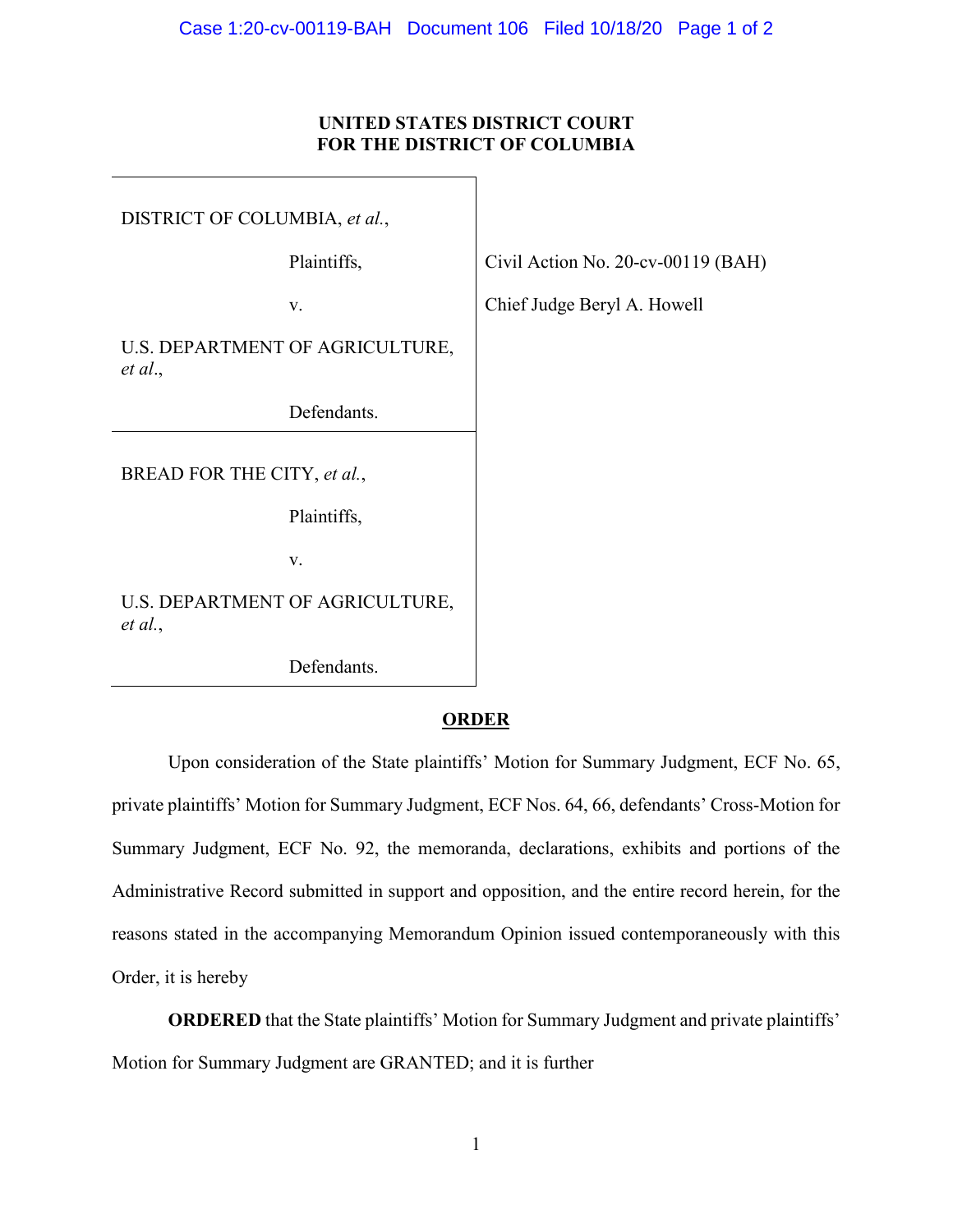**UNITED STATES DISTRICT COURT**
**FOR THE DISTRICT OF COLUMBIA**

| | |
|---|---|
| DISTRICT OF COLUMBIA, *et al.*,<br><br>Plaintiffs,<br><br>v.<br><br>U.S. DEPARTMENT OF AGRICULTURE, *et al.*,<br><br>Defendants. | Civil Action No. 20-cv-00119 (BAH)<br><br>Chief Judge Beryl A. Howell |
| BREAD FOR THE CITY, *et al.*,<br><br>Plaintiffs,<br><br>v.<br><br>U.S. DEPARTMENT OF AGRICULTURE, *et al.*,<br><br>Defendants. | |

## ORDER

Upon consideration of the State plaintiffs' Motion for Summary Judgment, ECF No. 65, private plaintiffs' Motion for Summary Judgment, ECF Nos. 64, 66, defendants' Cross-Motion for Summary Judgment, ECF No. 92, the memoranda, declarations, exhibits and portions of the Administrative Record submitted in support and opposition, and the entire record herein, for the reasons stated in the accompanying Memorandum Opinion issued contemporaneously with this Order, it is hereby

**ORDERED** that the State plaintiffs' Motion for Summary Judgment and private plaintiffs' Motion for Summary Judgment are GRANTED; and it is further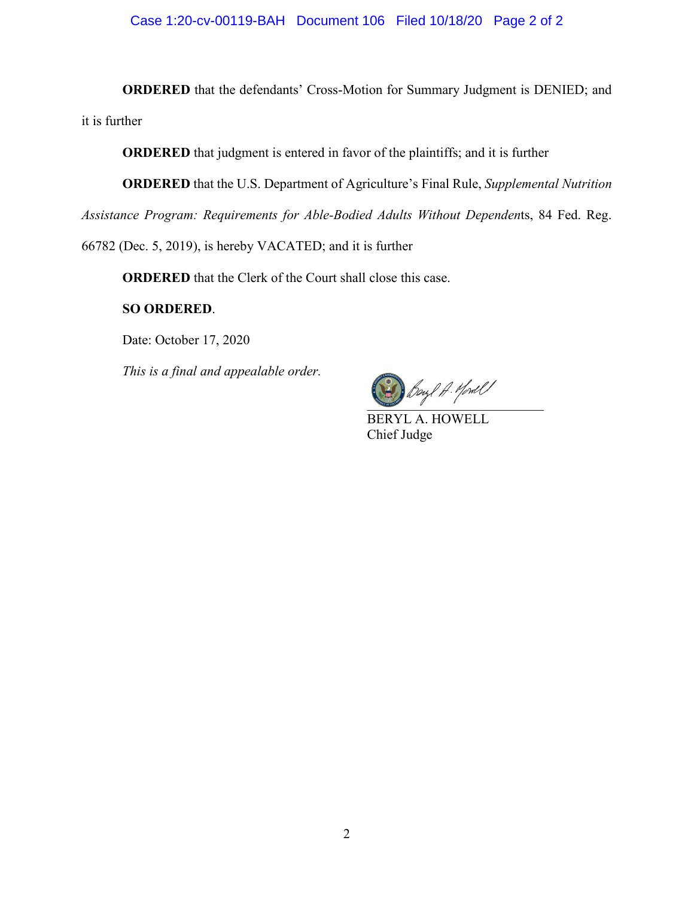**ORDERED** that the defendants' Cross-Motion for Summary Judgment is DENIED; and it is further

**ORDERED** that judgment is entered in favor of the plaintiffs; and it is further

**ORDERED** that the U.S. Department of Agriculture's Final Rule, *Supplemental Nutrition Assistance Program: Requirements for Able-Bodied Adults Without Dependen*ts, 84 Fed. Reg. 66782 (Dec. 5, 2019), is hereby VACATED; and it is further

**ORDERED** that the Clerk of the Court shall close this case.

**SO ORDERED**.

Date: October 17, 2020

*This is a final and appealable order.*

BERYL A. HOWELL
Chief Judge